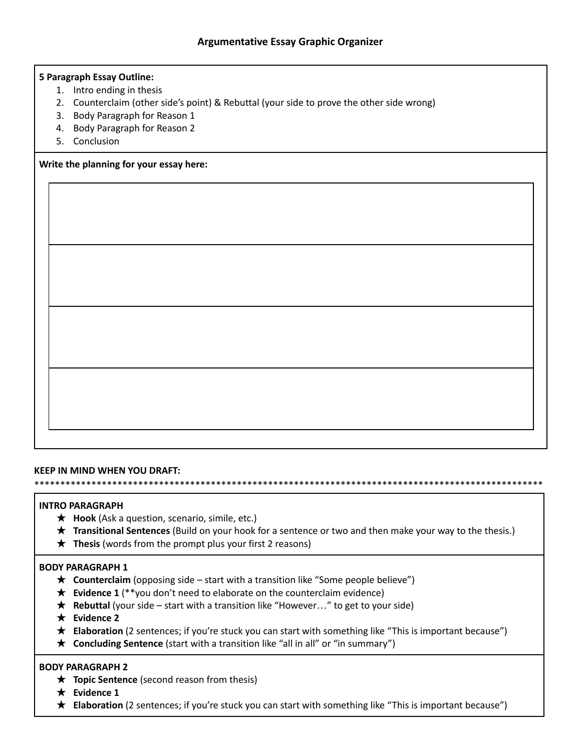# Argumentative Essay Graphic Organizer

**5 Paragraph Essay Outline:**

1. Intro ending in thesis
2. Counterclaim (other side's point) & Rebuttal (your side to prove the other side wrong)
3. Body Paragraph for Reason 1
4. Body Paragraph for Reason 2
5. Conclusion

**Write the planning for your essay here:**

| |
|---|
| |
| |
| |
| |

**KEEP IN MIND WHEN YOU DRAFT:**

****************************************************************************************************

**INTRO PARAGRAPH**

- ★ **Hook** (Ask a question, scenario, simile, etc.)
- ★ **Transitional Sentences** (Build on your hook for a sentence or two and then make your way to the thesis.)
- ★ **Thesis** (words from the prompt plus your first 2 reasons)

**BODY PARAGRAPH 1**

- ★ **Counterclaim** (opposing side – start with a transition like "Some people believe")
- ★ **Evidence 1** (**you don't need to elaborate on the counterclaim evidence)
- ★ **Rebuttal** (your side – start with a transition like "However…" to get to your side)
- ★ **Evidence 2**
- ★ **Elaboration** (2 sentences; if you're stuck you can start with something like "This is important because")
- ★ **Concluding Sentence** (start with a transition like "all in all" or "in summary")

**BODY PARAGRAPH 2**

- ★ **Topic Sentence** (second reason from thesis)
- ★ **Evidence 1**
- ★ **Elaboration** (2 sentences; if you're stuck you can start with something like "This is important because")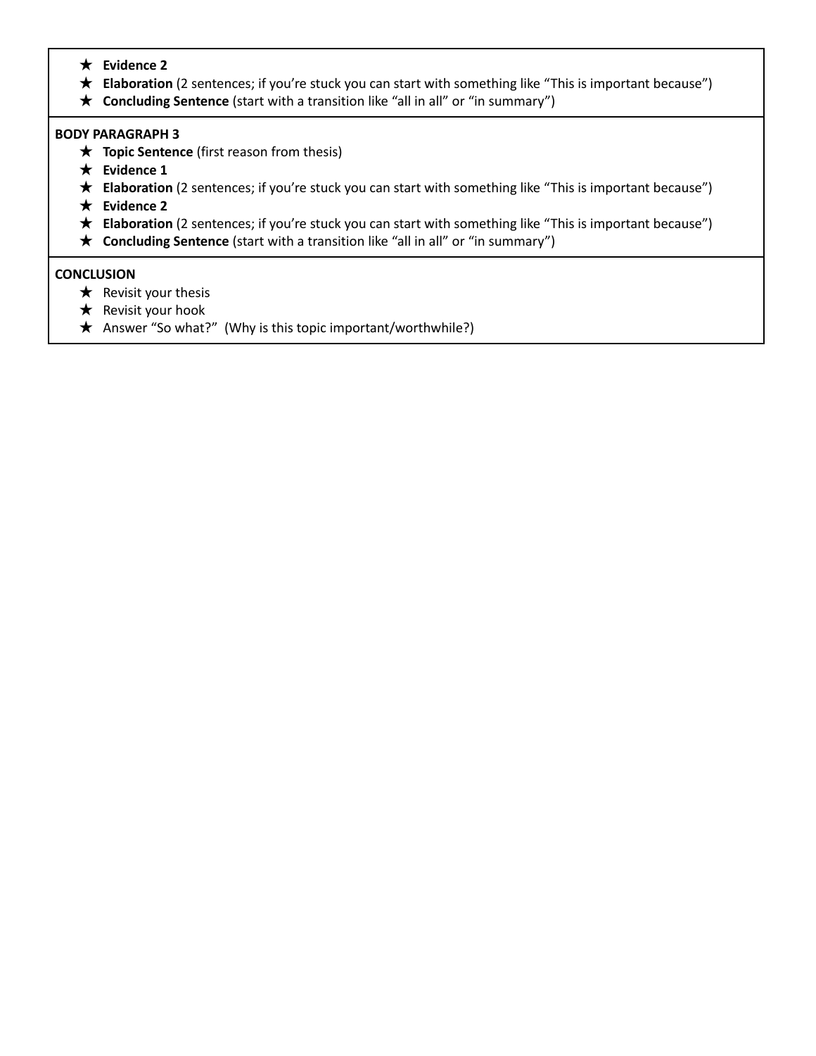- ★ **Evidence 2**
- ★ **Elaboration** (2 sentences; if you're stuck you can start with something like "This is important because")
- ★ **Concluding Sentence** (start with a transition like "all in all" or "in summary")

**BODY PARAGRAPH 3**

- ★ **Topic Sentence** (first reason from thesis)
- ★ **Evidence 1**
- ★ **Elaboration** (2 sentences; if you're stuck you can start with something like "This is important because")
- ★ **Evidence 2**
- ★ **Elaboration** (2 sentences; if you're stuck you can start with something like "This is important because")
- ★ **Concluding Sentence** (start with a transition like "all in all" or "in summary")

**CONCLUSION**

- ★ Revisit your thesis
- ★ Revisit your hook
- ★ Answer "So what?" (Why is this topic important/worthwhile?)